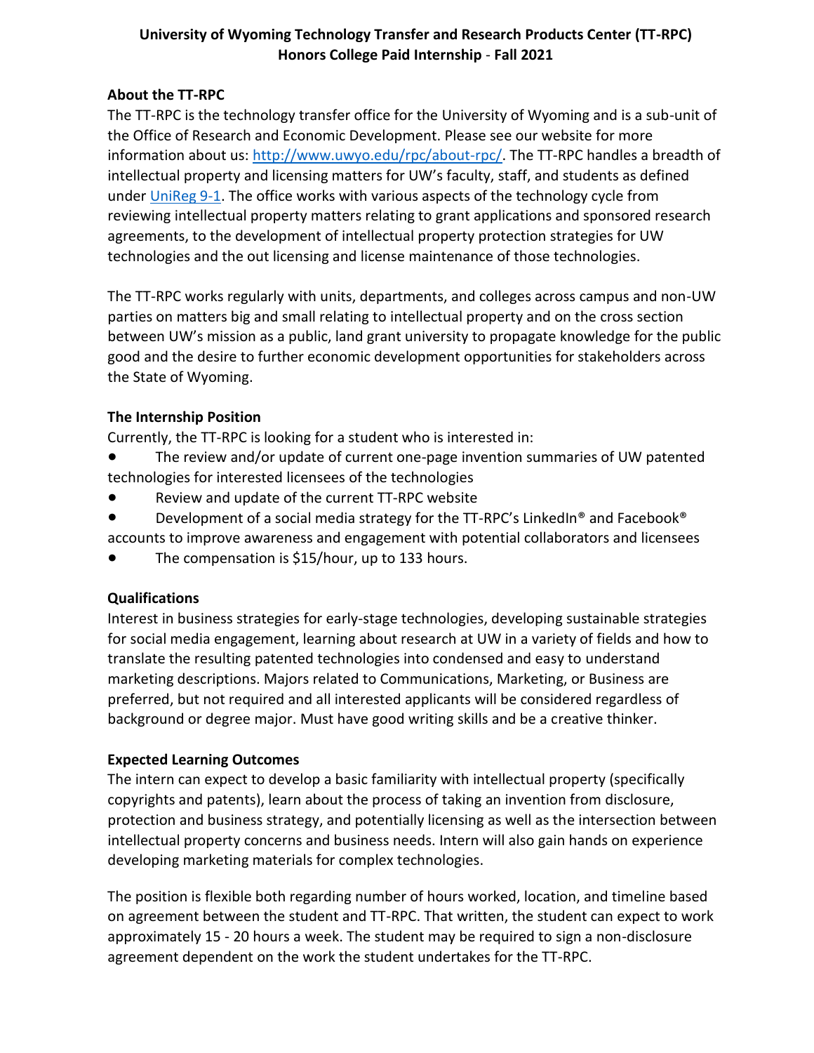# University of Wyoming Technology Transfer and Research Products Center (TT-RPC)
# Honors College Paid Internship - Fall 2021

## About the TT-RPC

The TT-RPC is the technology transfer office for the University of Wyoming and is a sub-unit of the Office of Research and Economic Development. Please see our website for more information about us: [http://www.uwyo.edu/rpc/about-rpc/](http://www.uwyo.edu/rpc/about-rpc/). The TT-RPC handles a breadth of intellectual property and licensing matters for UW's faculty, staff, and students as defined under UniReg 9-1. The office works with various aspects of the technology cycle from reviewing intellectual property matters relating to grant applications and sponsored research agreements, to the development of intellectual property protection strategies for UW technologies and the out licensing and license maintenance of those technologies.

The TT-RPC works regularly with units, departments, and colleges across campus and non-UW parties on matters big and small relating to intellectual property and on the cross section between UW's mission as a public, land grant university to propagate knowledge for the public good and the desire to further economic development opportunities for stakeholders across the State of Wyoming.

## The Internship Position

Currently, the TT-RPC is looking for a student who is interested in:

- The review and/or update of current one-page invention summaries of UW patented technologies for interested licensees of the technologies
- Review and update of the current TT-RPC website
- Development of a social media strategy for the TT-RPC's LinkedIn® and Facebook® accounts to improve awareness and engagement with potential collaborators and licensees
- The compensation is $15/hour, up to 133 hours.

## Qualifications

Interest in business strategies for early-stage technologies, developing sustainable strategies for social media engagement, learning about research at UW in a variety of fields and how to translate the resulting patented technologies into condensed and easy to understand marketing descriptions. Majors related to Communications, Marketing, or Business are preferred, but not required and all interested applicants will be considered regardless of background or degree major. Must have good writing skills and be a creative thinker.

## Expected Learning Outcomes

The intern can expect to develop a basic familiarity with intellectual property (specifically copyrights and patents), learn about the process of taking an invention from disclosure, protection and business strategy, and potentially licensing as well as the intersection between intellectual property concerns and business needs. Intern will also gain hands on experience developing marketing materials for complex technologies.

The position is flexible both regarding number of hours worked, location, and timeline based on agreement between the student and TT-RPC. That written, the student can expect to work approximately 15 - 20 hours a week. The student may be required to sign a non-disclosure agreement dependent on the work the student undertakes for the TT-RPC.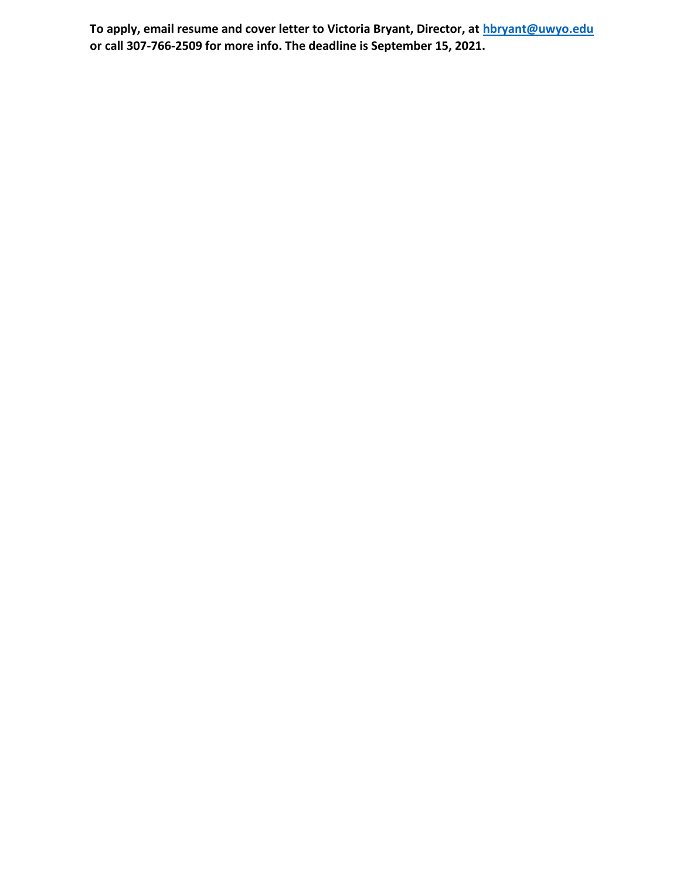**To apply, email resume and cover letter to Victoria Bryant, Director, at hbryant@uwyo.edu or call 307-766-2509 for more info. The deadline is September 15, 2021.**